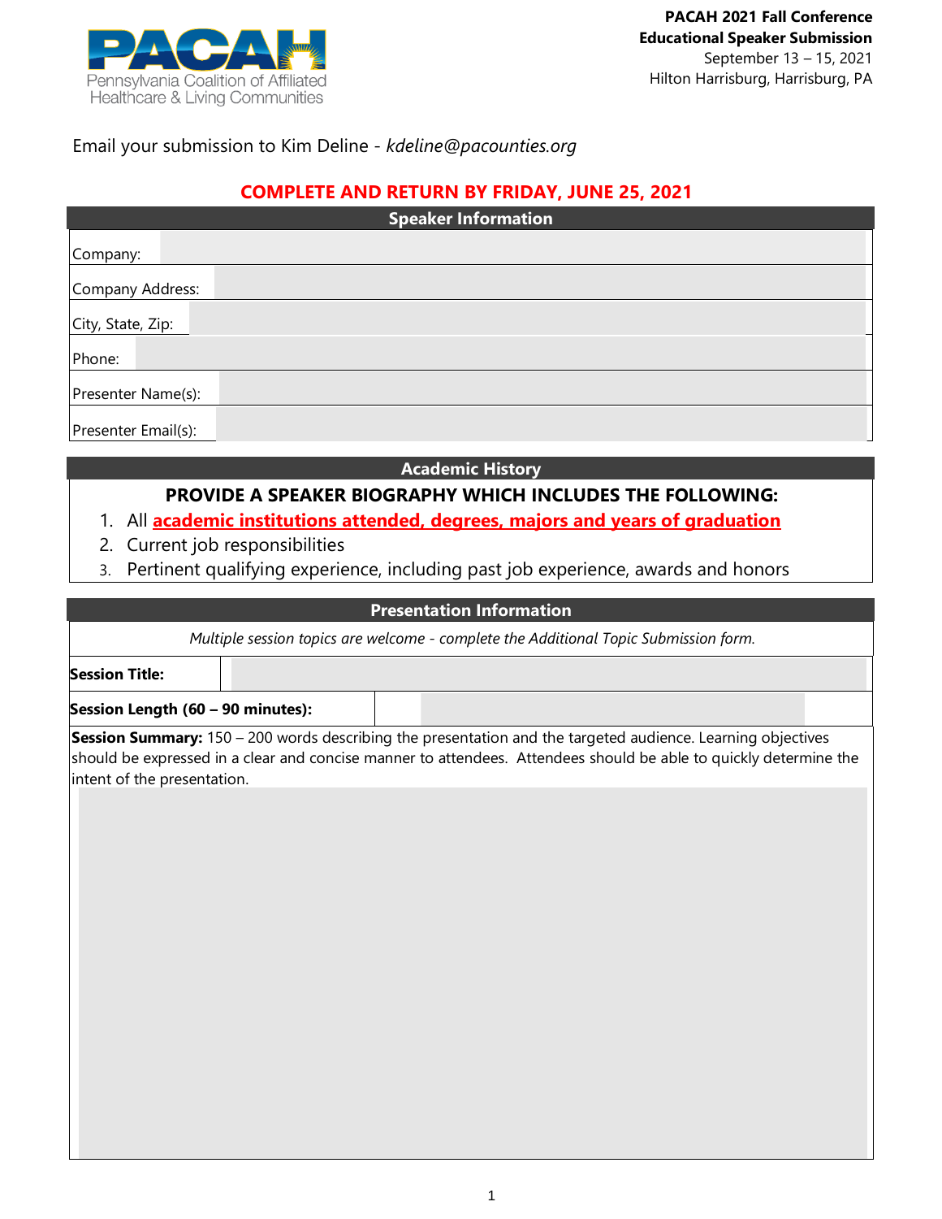Pennsylvania Coalition of Affiliated Healthcare & Living Communities

**PACAH 2021 Fall Conference**
**Educational Speaker Submission**
September 13 – 15, 2021
Hilton Harrisburg, Harrisburg, PA

Email your submission to Kim Deline - *kdeline@pacounties.org*

**COMPLETE AND RETURN BY FRIDAY, JUNE 25, 2021**

## Speaker Information

| | |
|---|---|
| Company: | |
| Company Address: | |
| City, State, Zip: | |
| Phone: | |
| Presenter Name(s): | |
| Presenter Email(s): | |

## Academic History

**PROVIDE A SPEAKER BIOGRAPHY WHICH INCLUDES THE FOLLOWING:**

1. All **academic institutions attended, degrees, majors and years of graduation**
2. Current job responsibilities
3. Pertinent qualifying experience, including past job experience, awards and honors

## Presentation Information

*Multiple session topics are welcome - complete the Additional Topic Submission form.*

| | |
|---|---|
| **Session Title:** | |
| **Session Length (60 – 90 minutes):** | |

**Session Summary:** 150 – 200 words describing the presentation and the targeted audience. Learning objectives should be expressed in a clear and concise manner to attendees. Attendees should be able to quickly determine the intent of the presentation.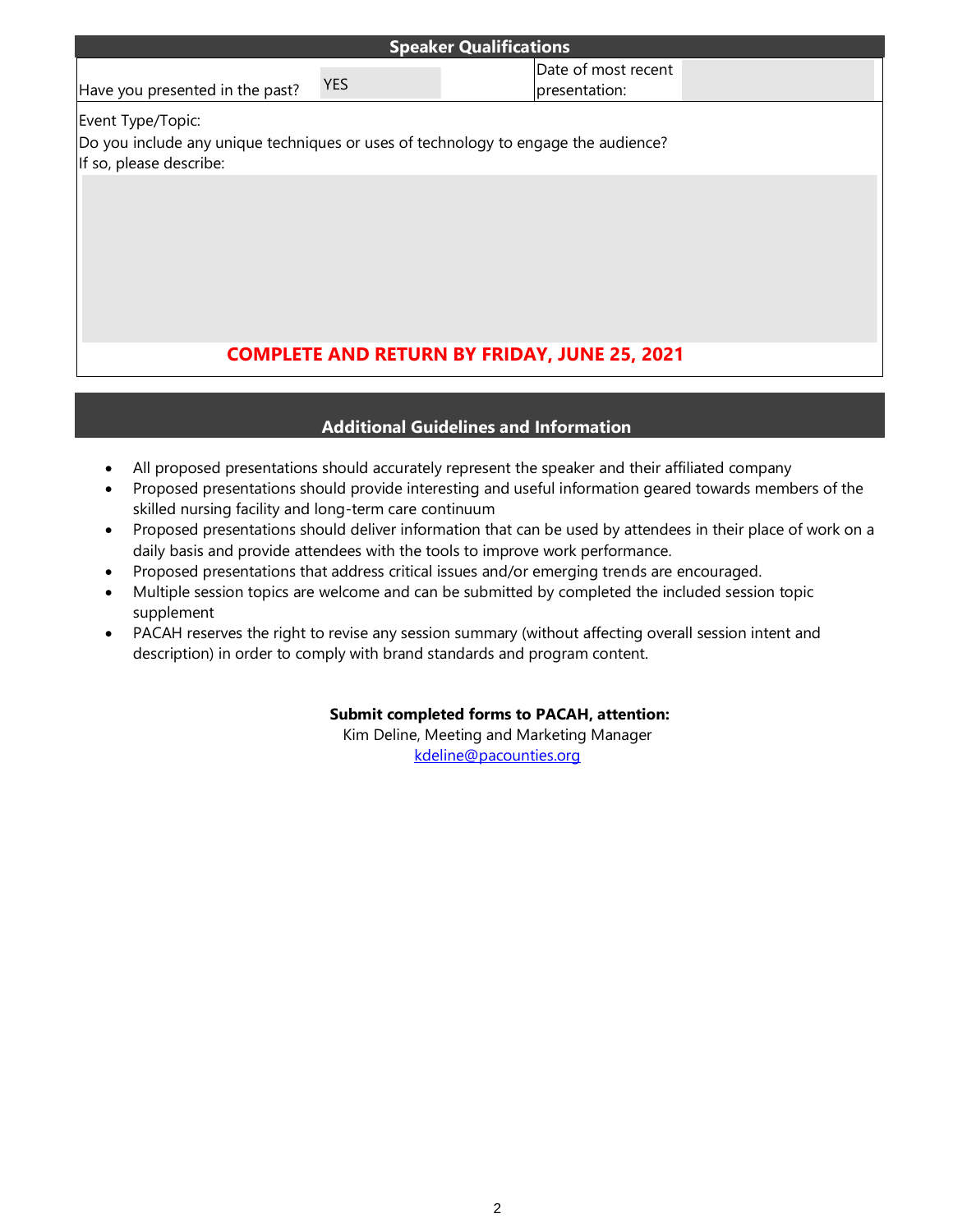## Speaker Qualifications

| Have you presented in the past? | YES | Date of most recent presentation: | |
|---|---|---|---|

Event Type/Topic:

Do you include any unique techniques or uses of technology to engage the audience?

If so, please describe:

**COMPLETE AND RETURN BY FRIDAY, JUNE 25, 2021**

## Additional Guidelines and Information

- All proposed presentations should accurately represent the speaker and their affiliated company
- Proposed presentations should provide interesting and useful information geared towards members of the skilled nursing facility and long-term care continuum
- Proposed presentations should deliver information that can be used by attendees in their place of work on a daily basis and provide attendees with the tools to improve work performance.
- Proposed presentations that address critical issues and/or emerging trends are encouraged.
- Multiple session topics are welcome and can be submitted by completed the included session topic supplement
- PACAH reserves the right to revise any session summary (without affecting overall session intent and description) in order to comply with brand standards and program content.

**Submit completed forms to PACAH, attention:**
Kim Deline, Meeting and Marketing Manager
kdeline@pacounties.org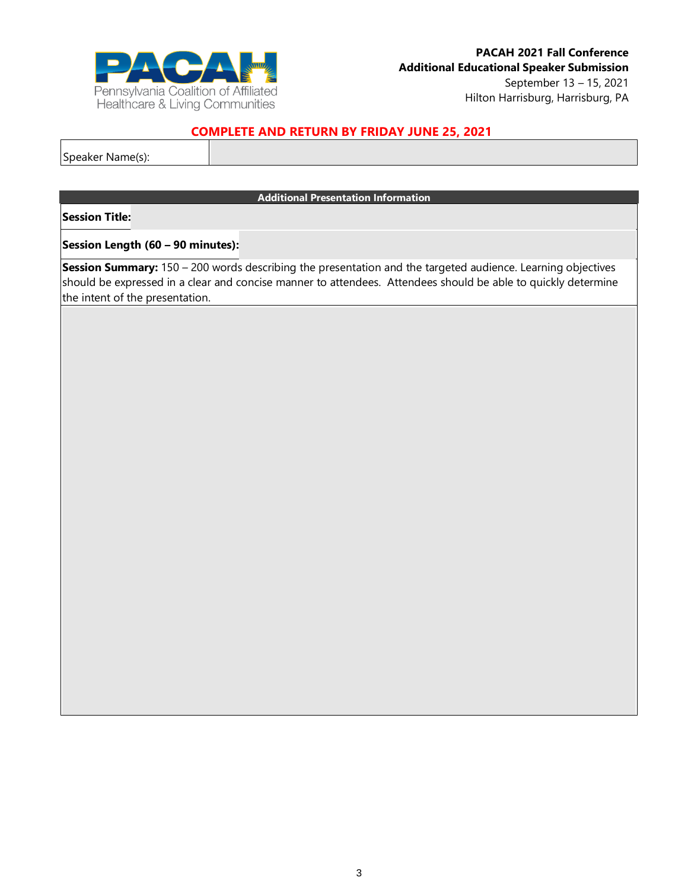Pennsylvania Coalition of Affiliated Healthcare & Living Communities

**PACAH 2021 Fall Conference**
**Additional Educational Speaker Submission**
September 13 – 15, 2021
Hilton Harrisburg, Harrisburg, PA

**COMPLETE AND RETURN BY FRIDAY JUNE 25, 2021**

| | |
|---|---|
| Speaker Name(s): | |

**Additional Presentation Information**

| | |
|---|---|
| **Session Title:** | |
| **Session Length (60 – 90 minutes):** | |

**Session Summary:** 150 – 200 words describing the presentation and the targeted audience. Learning objectives should be expressed in a clear and concise manner to attendees. Attendees should be able to quickly determine the intent of the presentation.